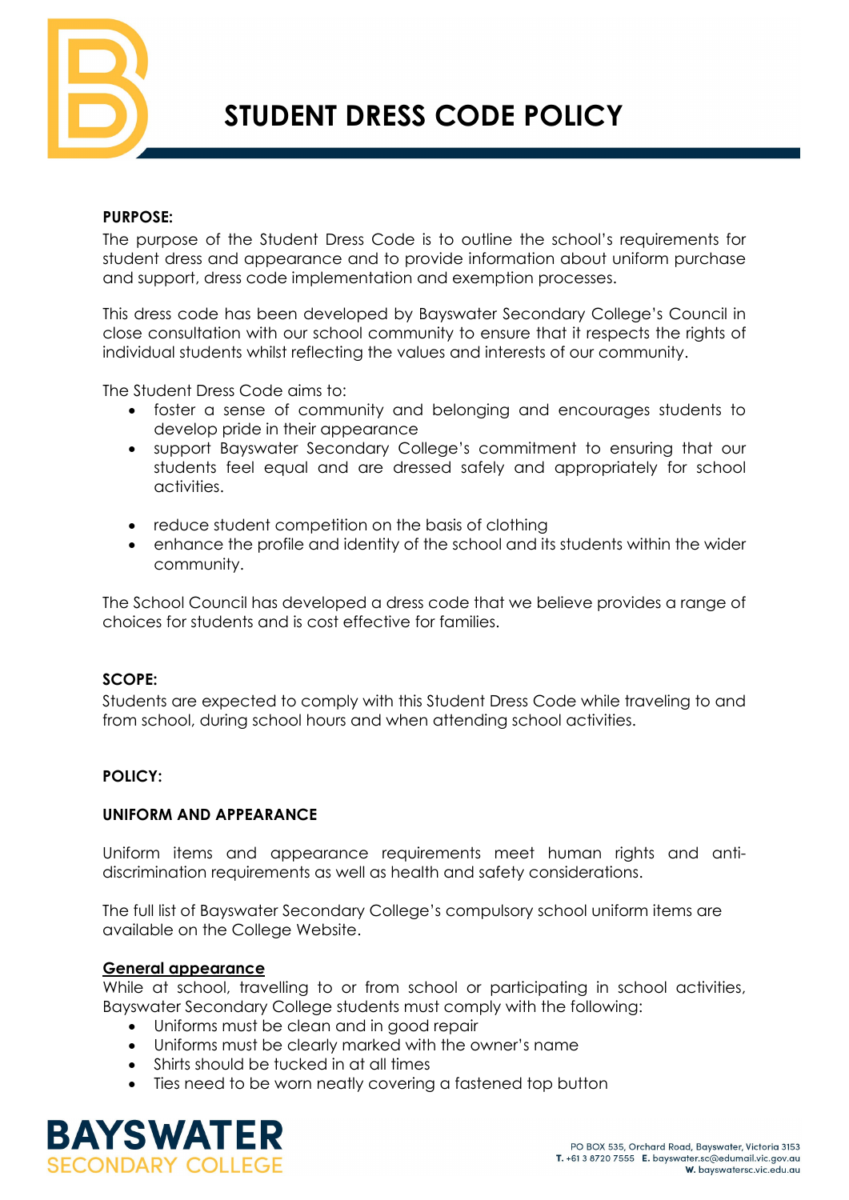# STUDENT DRESS CODE POLICY

**PURPOSE:**

The purpose of the Student Dress Code is to outline the school's requirements for student dress and appearance and to provide information about uniform purchase and support, dress code implementation and exemption processes.

This dress code has been developed by Bayswater Secondary College's Council in close consultation with our school community to ensure that it respects the rights of individual students whilst reflecting the values and interests of our community.

The Student Dress Code aims to:

- foster a sense of community and belonging and encourages students to develop pride in their appearance
- support Bayswater Secondary College's commitment to ensuring that our students feel equal and are dressed safely and appropriately for school activities.
- reduce student competition on the basis of clothing
- enhance the profile and identity of the school and its students within the wider community.

The School Council has developed a dress code that we believe provides a range of choices for students and is cost effective for families.

**SCOPE:**

Students are expected to comply with this Student Dress Code while traveling to and from school, during school hours and when attending school activities.

**POLICY:**

**UNIFORM AND APPEARANCE**

Uniform items and appearance requirements meet human rights and anti-discrimination requirements as well as health and safety considerations.

The full list of Bayswater Secondary College's compulsory school uniform items are available on the College Website.

**General appearance**

While at school, travelling to or from school or participating in school activities, Bayswater Secondary College students must comply with the following:

- Uniforms must be clean and in good repair
- Uniforms must be clearly marked with the owner's name
- Shirts should be tucked in at all times
- Ties need to be worn neatly covering a fastened top button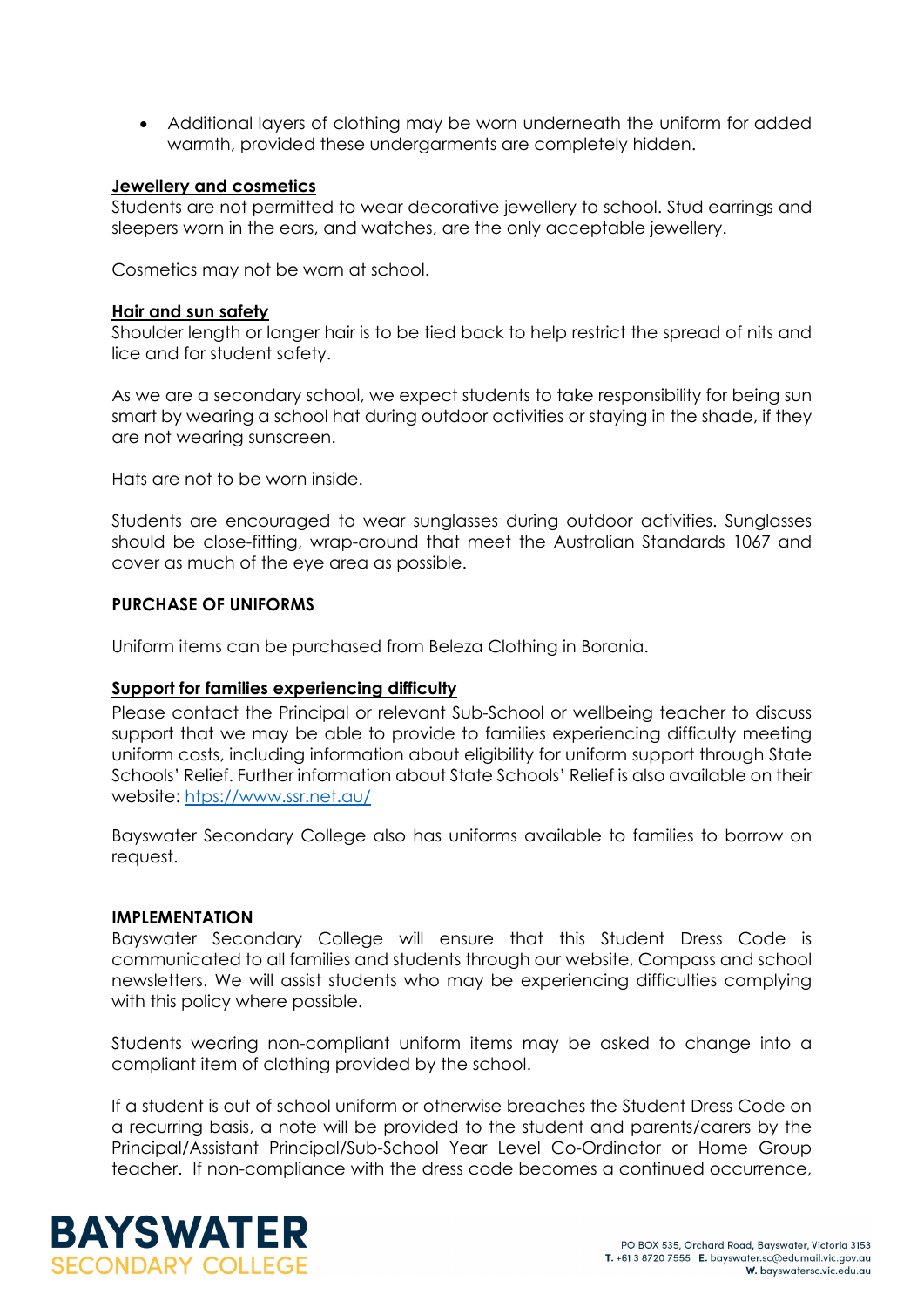- Additional layers of clothing may be worn underneath the uniform for added warmth, provided these undergarments are completely hidden.

**Jewellery and cosmetics**

Students are not permitted to wear decorative jewellery to school. Stud earrings and sleepers worn in the ears, and watches, are the only acceptable jewellery.

Cosmetics may not be worn at school.

**Hair and sun safety**

Shoulder length or longer hair is to be tied back to help restrict the spread of nits and lice and for student safety.

As we are a secondary school, we expect students to take responsibility for being sun smart by wearing a school hat during outdoor activities or staying in the shade, if they are not wearing sunscreen.

Hats are not to be worn inside.

Students are encouraged to wear sunglasses during outdoor activities. Sunglasses should be close-fitting, wrap-around that meet the Australian Standards 1067 and cover as much of the eye area as possible.

## PURCHASE OF UNIFORMS

Uniform items can be purchased from Beleza Clothing in Boronia.

**Support for families experiencing difficulty**

Please contact the Principal or relevant Sub-School or wellbeing teacher to discuss support that we may be able to provide to families experiencing difficulty meeting uniform costs, including information about eligibility for uniform support through State Schools' Relief. Further information about State Schools' Relief is also available on their website: [htps://www.ssr.net.au/](htps://www.ssr.net.au/)

Bayswater Secondary College also has uniforms available to families to borrow on request.

## IMPLEMENTATION

Bayswater Secondary College will ensure that this Student Dress Code is communicated to all families and students through our website, Compass and school newsletters. We will assist students who may be experiencing difficulties complying with this policy where possible.

Students wearing non-compliant uniform items may be asked to change into a compliant item of clothing provided by the school.

If a student is out of school uniform or otherwise breaches the Student Dress Code on a recurring basis, a note will be provided to the student and parents/carers by the Principal/Assistant Principal/Sub-School Year Level Co-Ordinator or Home Group teacher. If non-compliance with the dress code becomes a continued occurrence,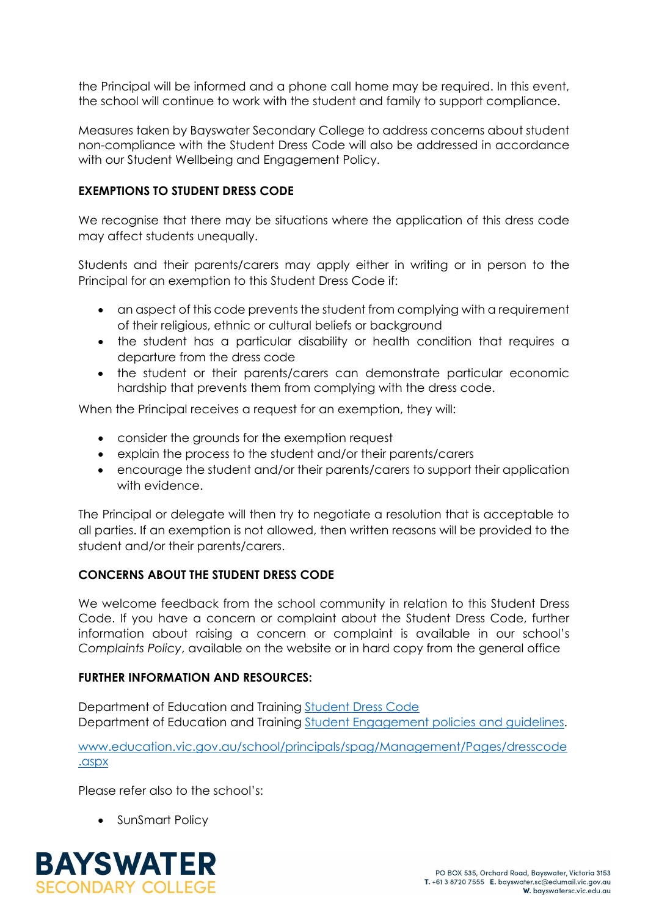the Principal will be informed and a phone call home may be required. In this event, the school will continue to work with the student and family to support compliance.

Measures taken by Bayswater Secondary College to address concerns about student non-compliance with the Student Dress Code will also be addressed in accordance with our Student Wellbeing and Engagement Policy.

## EXEMPTIONS TO STUDENT DRESS CODE

We recognise that there may be situations where the application of this dress code may affect students unequally.

Students and their parents/carers may apply either in writing or in person to the Principal for an exemption to this Student Dress Code if:

- an aspect of this code prevents the student from complying with a requirement of their religious, ethnic or cultural beliefs or background
- the student has a particular disability or health condition that requires a departure from the dress code
- the student or their parents/carers can demonstrate particular economic hardship that prevents them from complying with the dress code.

When the Principal receives a request for an exemption, they will:

- consider the grounds for the exemption request
- explain the process to the student and/or their parents/carers
- encourage the student and/or their parents/carers to support their application with evidence.

The Principal or delegate will then try to negotiate a resolution that is acceptable to all parties. If an exemption is not allowed, then written reasons will be provided to the student and/or their parents/carers.

## CONCERNS ABOUT THE STUDENT DRESS CODE

We welcome feedback from the school community in relation to this Student Dress Code. If you have a concern or complaint about the Student Dress Code, further information about raising a concern or complaint is available in our school's *Complaints Policy*, available on the website or in hard copy from the general office

## FURTHER INFORMATION AND RESOURCES:

Department of Education and Training Student Dress Code
Department of Education and Training Student Engagement policies and guidelines.

www.education.vic.gov.au/school/principals/spag/Management/Pages/dresscode.aspx

Please refer also to the school's:

- SunSmart Policy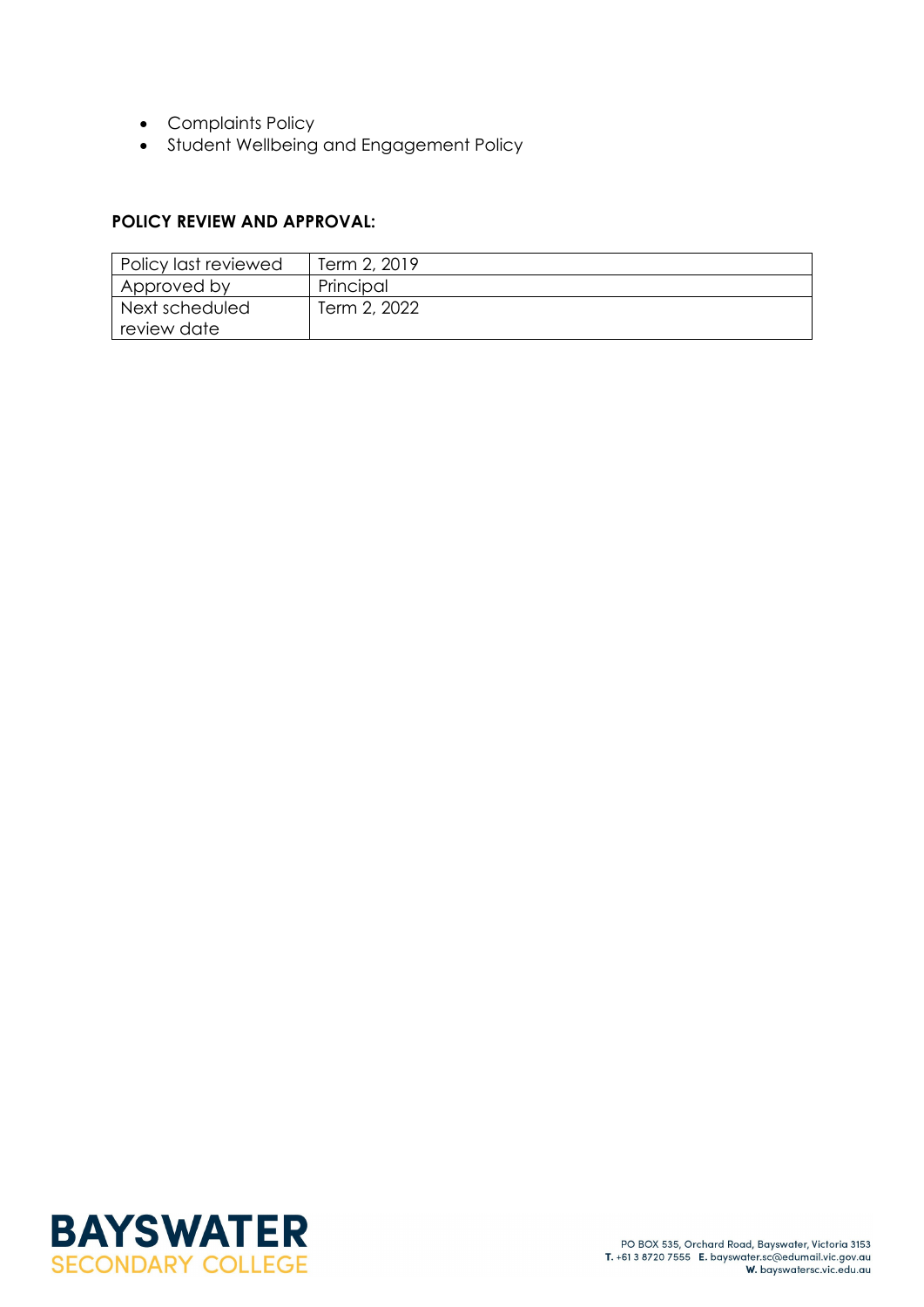- Complaints Policy
- Student Wellbeing and Engagement Policy

**POLICY REVIEW AND APPROVAL:**

| | |
|---|---|
| Policy last reviewed | Term 2, 2019 |
| Approved by | Principal |
| Next scheduled review date | Term 2, 2022 |